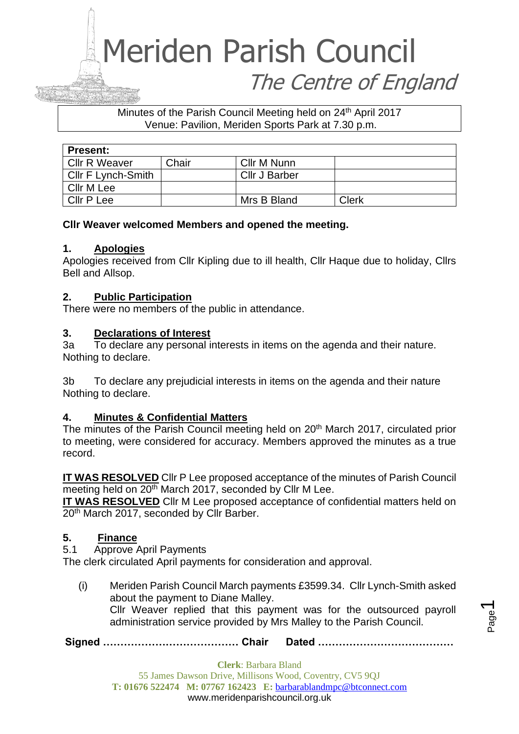# Meriden Parish Council

*The Centre of England*

Minutes of the Parish Council Meeting held on 24th April 2017
Venue: Pavilion, Meriden Sports Park at 7.30 p.m.

| Present: | | | |
|---|---|---|---|
| Cllr R Weaver | Chair | Cllr M Nunn | |
| Cllr F Lynch-Smith | | Cllr J Barber | |
| Cllr M Lee | | | |
| Cllr P Lee | | Mrs B Bland | Clerk |

**Cllr Weaver welcomed Members and opened the meeting.**

## 1. Apologies

Apologies received from Cllr Kipling due to ill health, Cllr Haque due to holiday, Cllrs Bell and Allsop.

## 2. Public Participation

There were no members of the public in attendance.

## 3. Declarations of Interest

3a To declare any personal interests in items on the agenda and their nature.
Nothing to declare.

3b To declare any prejudicial interests in items on the agenda and their nature
Nothing to declare.

## 4. Minutes & Confidential Matters

The minutes of the Parish Council meeting held on 20th March 2017, circulated prior to meeting, were considered for accuracy. Members approved the minutes as a true record.

**IT WAS RESOLVED** Cllr P Lee proposed acceptance of the minutes of Parish Council meeting held on 20th March 2017, seconded by Cllr M Lee.
**IT WAS RESOLVED** Cllr M Lee proposed acceptance of confidential matters held on 20th March 2017, seconded by Cllr Barber.

## 5. Finance

5.1 Approve April Payments
The clerk circulated April payments for consideration and approval.

(i) Meriden Parish Council March payments £3599.34. Cllr Lynch-Smith asked about the payment to Diane Malley.
Cllr Weaver replied that this payment was for the outsourced payroll administration service provided by Mrs Malley to the Parish Council.

**Signed ………………………………… Chair Dated …………………………………**

**Clerk**: Barbara Bland
55 James Dawson Drive, Millisons Wood, Coventry, CV5 9QJ
**T: 01676 522474 M: 07767 162423 E:** barbarablandmpc@btconnect.com
www.meridenparishcouncil.org.uk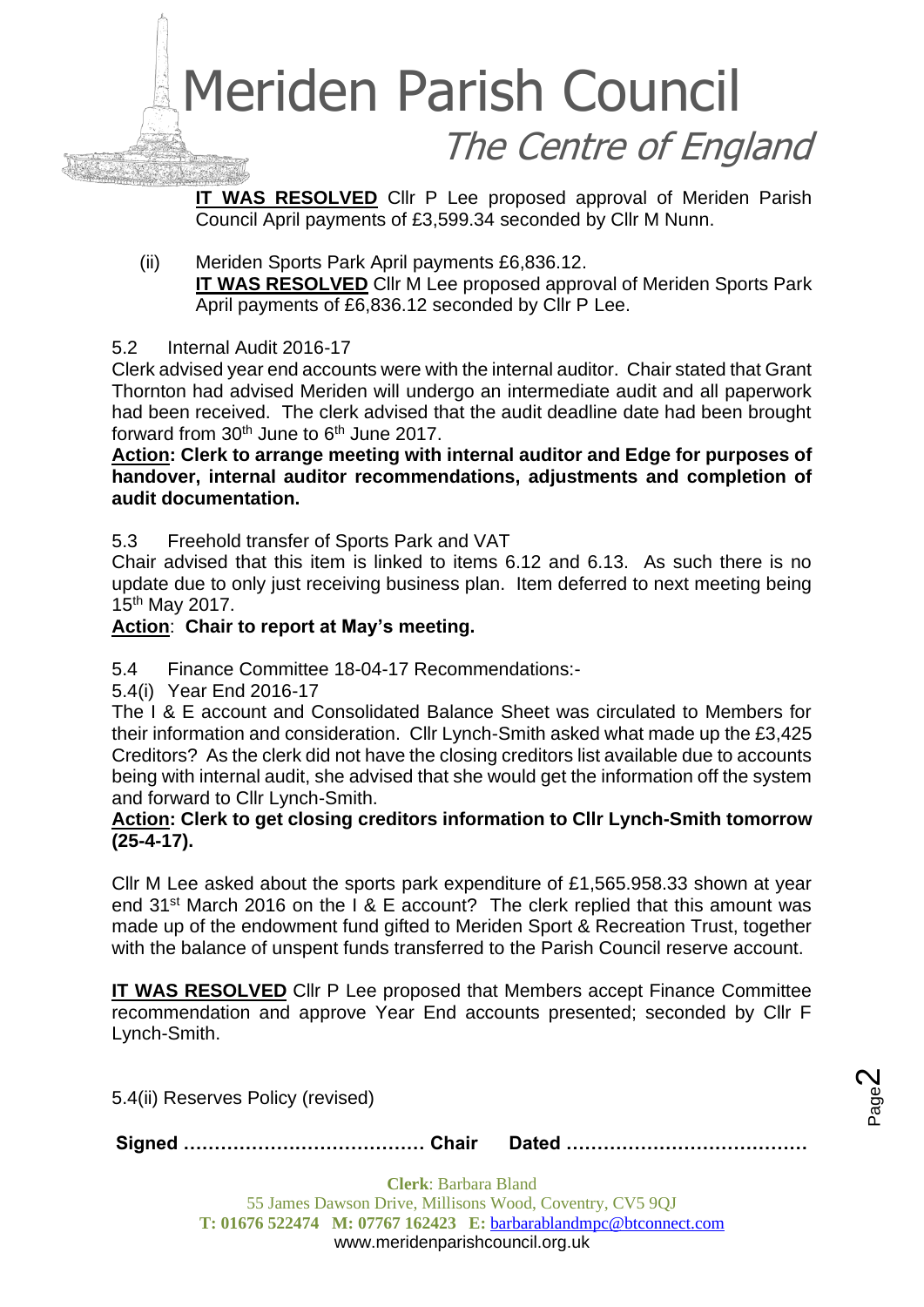**IT WAS RESOLVED** Cllr P Lee proposed approval of Meriden Parish Council April payments of £3,599.34 seconded by Cllr M Nunn.

(ii) Meriden Sports Park April payments £6,836.12.
**IT WAS RESOLVED** Cllr M Lee proposed approval of Meriden Sports Park April payments of £6,836.12 seconded by Cllr P Lee.

5.2 Internal Audit 2016-17

Clerk advised year end accounts were with the internal auditor. Chair stated that Grant Thornton had advised Meriden will undergo an intermediate audit and all paperwork had been received. The clerk advised that the audit deadline date had been brought forward from 30th June to 6th June 2017.

**Action: Clerk to arrange meeting with internal auditor and Edge for purposes of handover, internal auditor recommendations, adjustments and completion of audit documentation.**

5.3 Freehold transfer of Sports Park and VAT

Chair advised that this item is linked to items 6.12 and 6.13. As such there is no update due to only just receiving business plan. Item deferred to next meeting being 15th May 2017.

**Action**: **Chair to report at May's meeting.**

5.4 Finance Committee 18-04-17 Recommendations:-

5.4(i) Year End 2016-17

The I & E account and Consolidated Balance Sheet was circulated to Members for their information and consideration. Cllr Lynch-Smith asked what made up the £3,425 Creditors? As the clerk did not have the closing creditors list available due to accounts being with internal audit, she advised that she would get the information off the system and forward to Cllr Lynch-Smith.

**Action: Clerk to get closing creditors information to Cllr Lynch-Smith tomorrow (25-4-17).**

Cllr M Lee asked about the sports park expenditure of £1,565.958.33 shown at year end 31st March 2016 on the I & E account? The clerk replied that this amount was made up of the endowment fund gifted to Meriden Sport & Recreation Trust, together with the balance of unspent funds transferred to the Parish Council reserve account.

**IT WAS RESOLVED** Cllr P Lee proposed that Members accept Finance Committee recommendation and approve Year End accounts presented; seconded by Cllr F Lynch-Smith.

5.4(ii) Reserves Policy (revised)

**Signed ………………………………… Chair Dated …………………………………**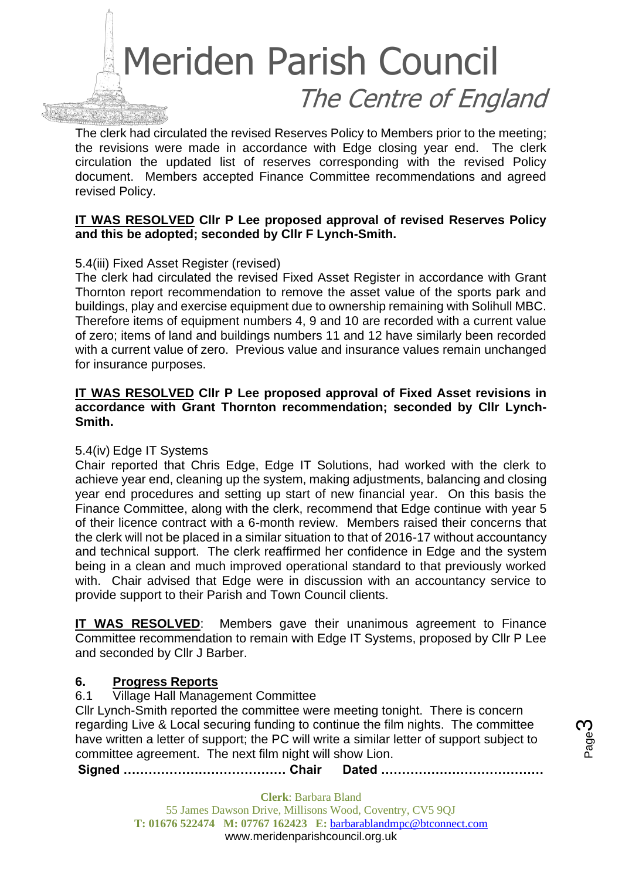The clerk had circulated the revised Reserves Policy to Members prior to the meeting; the revisions were made in accordance with Edge closing year end. The clerk circulation the updated list of reserves corresponding with the revised Policy document. Members accepted Finance Committee recommendations and agreed revised Policy.

**IT WAS RESOLVED Cllr P Lee proposed approval of revised Reserves Policy and this be adopted; seconded by Cllr F Lynch-Smith.**

5.4(iii) Fixed Asset Register (revised)

The clerk had circulated the revised Fixed Asset Register in accordance with Grant Thornton report recommendation to remove the asset value of the sports park and buildings, play and exercise equipment due to ownership remaining with Solihull MBC. Therefore items of equipment numbers 4, 9 and 10 are recorded with a current value of zero; items of land and buildings numbers 11 and 12 have similarly been recorded with a current value of zero. Previous value and insurance values remain unchanged for insurance purposes.

**IT WAS RESOLVED Cllr P Lee proposed approval of Fixed Asset revisions in accordance with Grant Thornton recommendation; seconded by Cllr Lynch-Smith.**

5.4(iv) Edge IT Systems

Chair reported that Chris Edge, Edge IT Solutions, had worked with the clerk to achieve year end, cleaning up the system, making adjustments, balancing and closing year end procedures and setting up start of new financial year. On this basis the Finance Committee, along with the clerk, recommend that Edge continue with year 5 of their licence contract with a 6-month review. Members raised their concerns that the clerk will not be placed in a similar situation to that of 2016-17 without accountancy and technical support. The clerk reaffirmed her confidence in Edge and the system being in a clean and much improved operational standard to that previously worked with. Chair advised that Edge were in discussion with an accountancy service to provide support to their Parish and Town Council clients.

**IT WAS RESOLVED**: Members gave their unanimous agreement to Finance Committee recommendation to remain with Edge IT Systems, proposed by Cllr P Lee and seconded by Cllr J Barber.

## 6. Progress Reports

6.1 Village Hall Management Committee

Cllr Lynch-Smith reported the committee were meeting tonight. There is concern regarding Live & Local securing funding to continue the film nights. The committee have written a letter of support; the PC will write a similar letter of support subject to committee agreement. The next film night will show Lion.

**Signed ………………………………… Chair Dated …………………………………**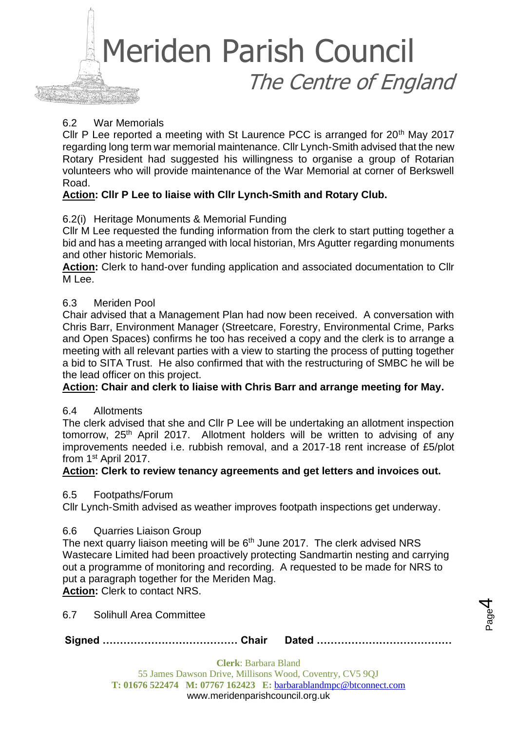6.2 War Memorials

Cllr P Lee reported a meeting with St Laurence PCC is arranged for 20th May 2017 regarding long term war memorial maintenance. Cllr Lynch-Smith advised that the new Rotary President had suggested his willingness to organise a group of Rotarian volunteers who will provide maintenance of the War Memorial at corner of Berkswell Road.

**Action: Cllr P Lee to liaise with Cllr Lynch-Smith and Rotary Club.**

6.2(i) Heritage Monuments & Memorial Funding

Cllr M Lee requested the funding information from the clerk to start putting together a bid and has a meeting arranged with local historian, Mrs Agutter regarding monuments and other historic Memorials.

**Action:** Clerk to hand-over funding application and associated documentation to Cllr M Lee.

6.3 Meriden Pool

Chair advised that a Management Plan had now been received. A conversation with Chris Barr, Environment Manager (Streetcare, Forestry, Environmental Crime, Parks and Open Spaces) confirms he too has received a copy and the clerk is to arrange a meeting with all relevant parties with a view to starting the process of putting together a bid to SITA Trust. He also confirmed that with the restructuring of SMBC he will be the lead officer on this project.

**Action: Chair and clerk to liaise with Chris Barr and arrange meeting for May.**

6.4 Allotments

The clerk advised that she and Cllr P Lee will be undertaking an allotment inspection tomorrow, 25th April 2017. Allotment holders will be written to advising of any improvements needed i.e. rubbish removal, and a 2017-18 rent increase of £5/plot from 1st April 2017.

**Action: Clerk to review tenancy agreements and get letters and invoices out.**

6.5 Footpaths/Forum

Cllr Lynch-Smith advised as weather improves footpath inspections get underway.

6.6 Quarries Liaison Group

The next quarry liaison meeting will be 6th June 2017. The clerk advised NRS Wastecare Limited had been proactively protecting Sandmartin nesting and carrying out a programme of monitoring and recording. A requested to be made for NRS to put a paragraph together for the Meriden Mag.

**Action:** Clerk to contact NRS.

6.7 Solihull Area Committee

**Signed ………………………………… Chair Dated …………………………………**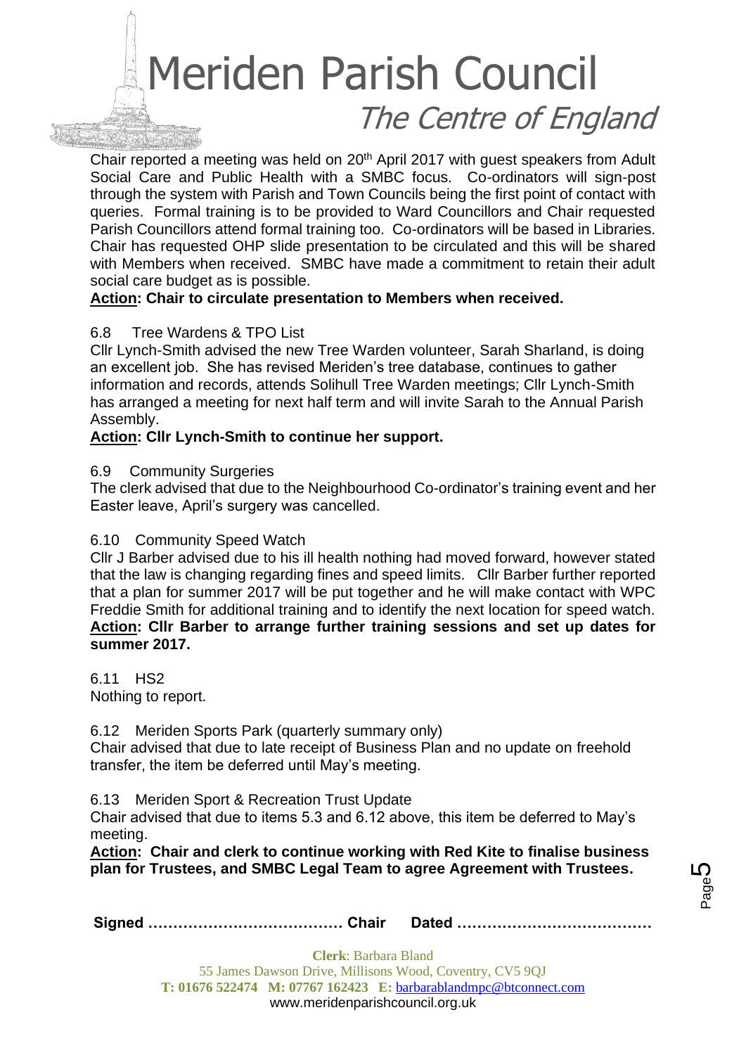Chair reported a meeting was held on 20th April 2017 with guest speakers from Adult Social Care and Public Health with a SMBC focus. Co-ordinators will sign-post through the system with Parish and Town Councils being the first point of contact with queries. Formal training is to be provided to Ward Councillors and Chair requested Parish Councillors attend formal training too. Co-ordinators will be based in Libraries. Chair has requested OHP slide presentation to be circulated and this will be shared with Members when received. SMBC have made a commitment to retain their adult social care budget as is possible.

**Action: Chair to circulate presentation to Members when received.**

6.8 Tree Wardens & TPO List

Cllr Lynch-Smith advised the new Tree Warden volunteer, Sarah Sharland, is doing an excellent job. She has revised Meriden's tree database, continues to gather information and records, attends Solihull Tree Warden meetings; Cllr Lynch-Smith has arranged a meeting for next half term and will invite Sarah to the Annual Parish Assembly.

**Action: Cllr Lynch-Smith to continue her support.**

6.9 Community Surgeries

The clerk advised that due to the Neighbourhood Co-ordinator's training event and her Easter leave, April's surgery was cancelled.

6.10 Community Speed Watch

Cllr J Barber advised due to his ill health nothing had moved forward, however stated that the law is changing regarding fines and speed limits. Cllr Barber further reported that a plan for summer 2017 will be put together and he will make contact with WPC Freddie Smith for additional training and to identify the next location for speed watch.

**Action: Cllr Barber to arrange further training sessions and set up dates for summer 2017.**

6.11 HS2

Nothing to report.

6.12 Meriden Sports Park (quarterly summary only)

Chair advised that due to late receipt of Business Plan and no update on freehold transfer, the item be deferred until May's meeting.

6.13 Meriden Sport & Recreation Trust Update

Chair advised that due to items 5.3 and 6.12 above, this item be deferred to May's meeting.

**Action: Chair and clerk to continue working with Red Kite to finalise business plan for Trustees, and SMBC Legal Team to agree Agreement with Trustees.**

**Signed ………………………………… Chair Dated …………………………………**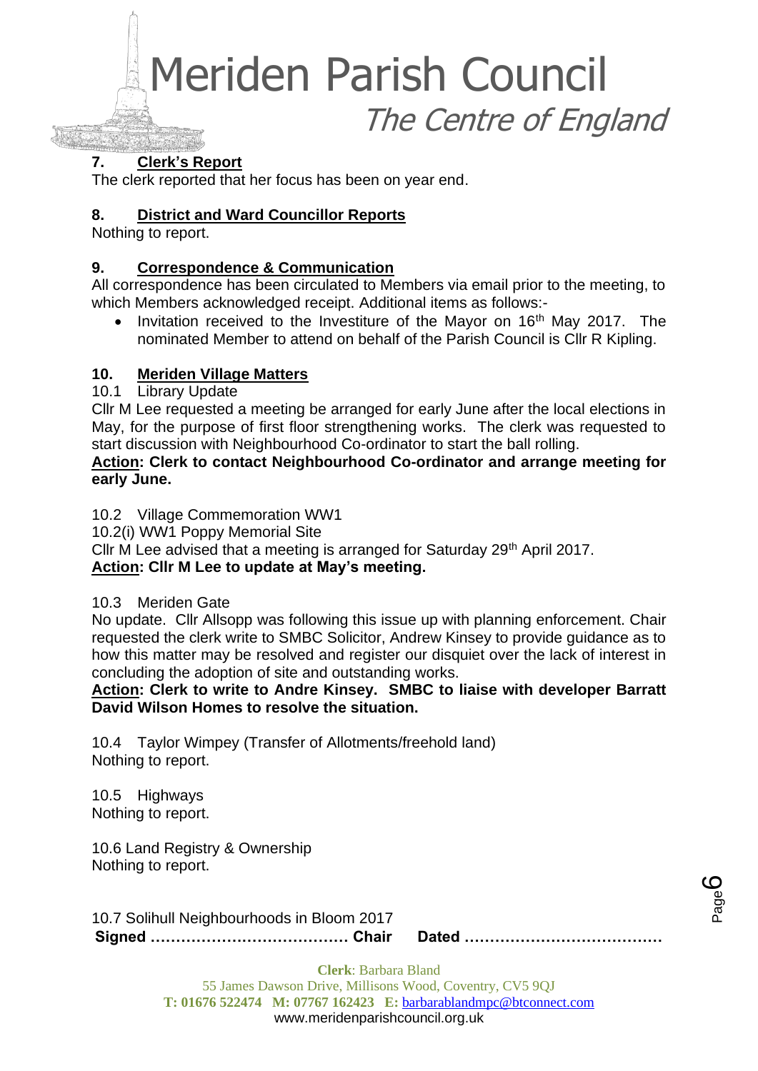## 7. Clerk's Report

The clerk reported that her focus has been on year end.

## 8. District and Ward Councillor Reports

Nothing to report.

## 9. Correspondence & Communication

All correspondence has been circulated to Members via email prior to the meeting, to which Members acknowledged receipt. Additional items as follows:-

- Invitation received to the Investiture of the Mayor on 16th May 2017. The nominated Member to attend on behalf of the Parish Council is Cllr R Kipling.

## 10. Meriden Village Matters

10.1 Library Update

Cllr M Lee requested a meeting be arranged for early June after the local elections in May, for the purpose of first floor strengthening works. The clerk was requested to start discussion with Neighbourhood Co-ordinator to start the ball rolling.

**Action: Clerk to contact Neighbourhood Co-ordinator and arrange meeting for early June.**

10.2 Village Commemoration WW1

10.2(i) WW1 Poppy Memorial Site

Cllr M Lee advised that a meeting is arranged for Saturday 29th April 2017.

**Action: Cllr M Lee to update at May's meeting.**

10.3 Meriden Gate

No update. Cllr Allsopp was following this issue up with planning enforcement. Chair requested the clerk write to SMBC Solicitor, Andrew Kinsey to provide guidance as to how this matter may be resolved and register our disquiet over the lack of interest in concluding the adoption of site and outstanding works.

**Action: Clerk to write to Andre Kinsey. SMBC to liaise with developer Barratt David Wilson Homes to resolve the situation.**

10.4 Taylor Wimpey (Transfer of Allotments/freehold land)

Nothing to report.

10.5 Highways

Nothing to report.

10.6 Land Registry & Ownership

Nothing to report.

10.7 Solihull Neighbourhoods in Bloom 2017

**Signed ………………………………… Chair Dated …………………………………**

**Clerk**: Barbara Bland
55 James Dawson Drive, Millisons Wood, Coventry, CV5 9QJ
**T: 01676 522474 M: 07767 162423 E:** barbarablandmpc@btconnect.com
www.meridenparishcouncil.org.uk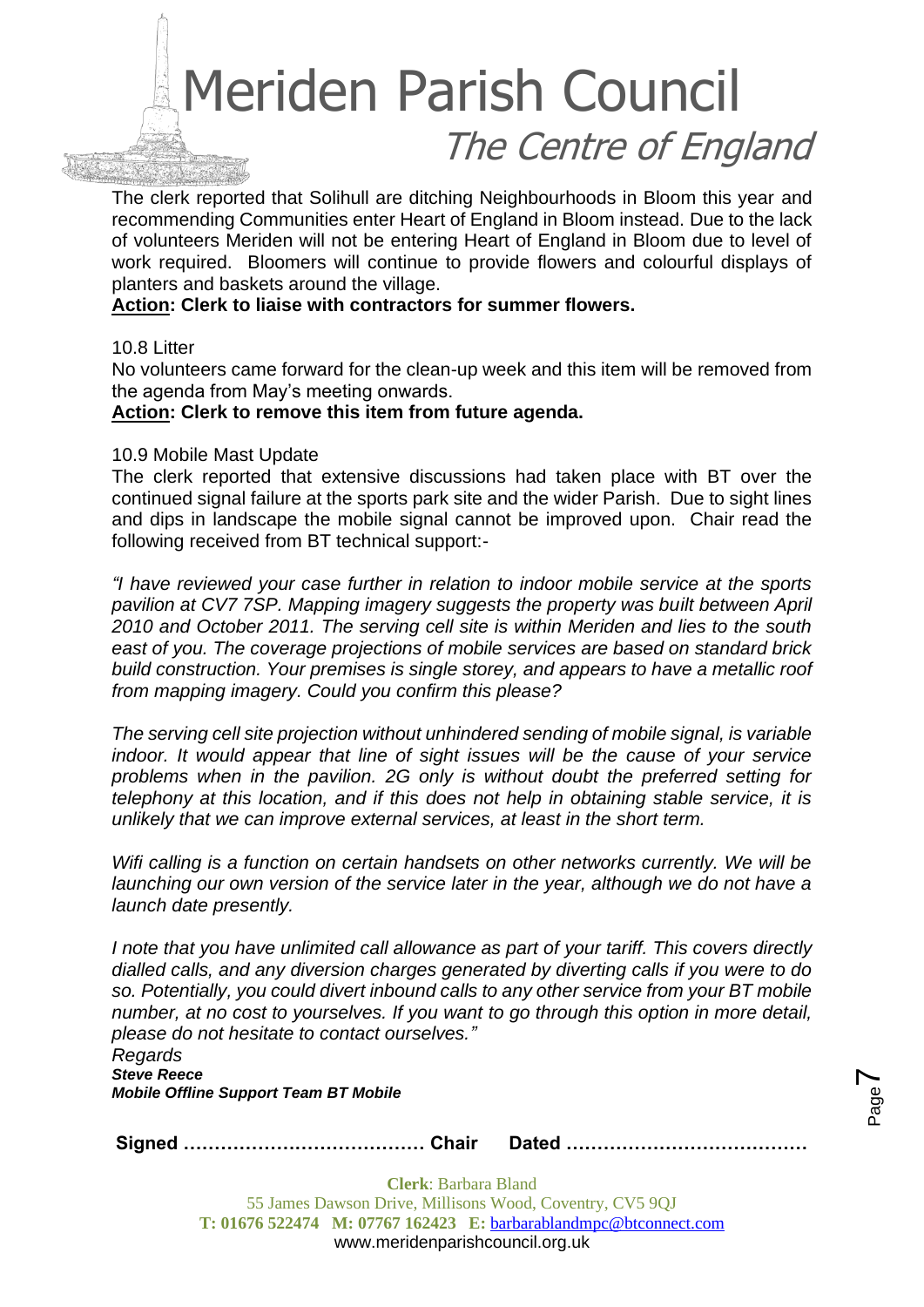The clerk reported that Solihull are ditching Neighbourhoods in Bloom this year and recommending Communities enter Heart of England in Bloom instead. Due to the lack of volunteers Meriden will not be entering Heart of England in Bloom due to level of work required. Bloomers will continue to provide flowers and colourful displays of planters and baskets around the village.

**Action: Clerk to liaise with contractors for summer flowers.**

10.8 Litter

No volunteers came forward for the clean-up week and this item will be removed from the agenda from May's meeting onwards.

**Action: Clerk to remove this item from future agenda.**

10.9 Mobile Mast Update

The clerk reported that extensive discussions had taken place with BT over the continued signal failure at the sports park site and the wider Parish. Due to sight lines and dips in landscape the mobile signal cannot be improved upon. Chair read the following received from BT technical support:-

*"I have reviewed your case further in relation to indoor mobile service at the sports pavilion at CV7 7SP. Mapping imagery suggests the property was built between April 2010 and October 2011. The serving cell site is within Meriden and lies to the south east of you. The coverage projections of mobile services are based on standard brick build construction. Your premises is single storey, and appears to have a metallic roof from mapping imagery. Could you confirm this please?*

*The serving cell site projection without unhindered sending of mobile signal, is variable indoor. It would appear that line of sight issues will be the cause of your service problems when in the pavilion. 2G only is without doubt the preferred setting for telephony at this location, and if this does not help in obtaining stable service, it is unlikely that we can improve external services, at least in the short term.*

*Wifi calling is a function on certain handsets on other networks currently. We will be launching our own version of the service later in the year, although we do not have a launch date presently.*

*I note that you have unlimited call allowance as part of your tariff. This covers directly dialled calls, and any diversion charges generated by diverting calls if you were to do so. Potentially, you could divert inbound calls to any other service from your BT mobile number, at no cost to yourselves. If you want to go through this option in more detail, please do not hesitate to contact ourselves."*

*Regards*

***Steve Reece***

***Mobile Offline Support Team BT Mobile***

**Signed ………………………………… Chair Dated …………………………………**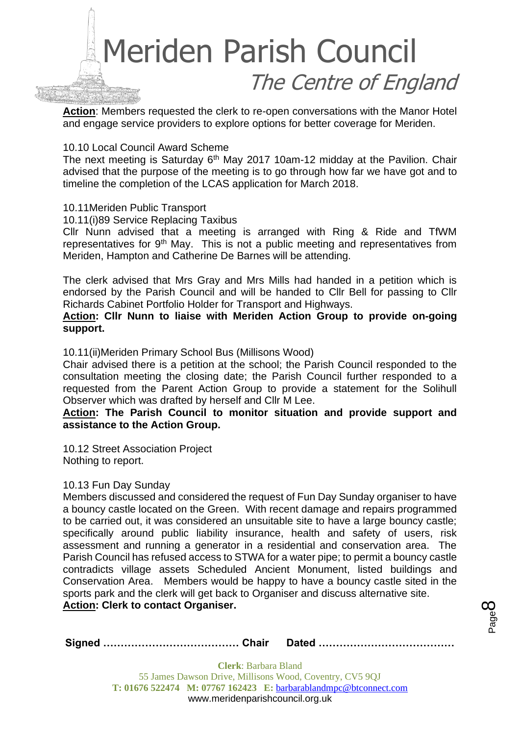**Action**: Members requested the clerk to re-open conversations with the Manor Hotel and engage service providers to explore options for better coverage for Meriden.

10.10 Local Council Award Scheme

The next meeting is Saturday 6th May 2017 10am-12 midday at the Pavilion. Chair advised that the purpose of the meeting is to go through how far we have got and to timeline the completion of the LCAS application for March 2018.

10.11Meriden Public Transport

10.11(i)89 Service Replacing Taxibus

Cllr Nunn advised that a meeting is arranged with Ring & Ride and TfWM representatives for 9th May. This is not a public meeting and representatives from Meriden, Hampton and Catherine De Barnes will be attending.

The clerk advised that Mrs Gray and Mrs Mills had handed in a petition which is endorsed by the Parish Council and will be handed to Cllr Bell for passing to Cllr Richards Cabinet Portfolio Holder for Transport and Highways.

**Action: Cllr Nunn to liaise with Meriden Action Group to provide on-going support.**

10.11(ii)Meriden Primary School Bus (Millisons Wood)

Chair advised there is a petition at the school; the Parish Council responded to the consultation meeting the closing date; the Parish Council further responded to a requested from the Parent Action Group to provide a statement for the Solihull Observer which was drafted by herself and Cllr M Lee.

**Action: The Parish Council to monitor situation and provide support and assistance to the Action Group.**

10.12 Street Association Project

Nothing to report.

10.13 Fun Day Sunday

Members discussed and considered the request of Fun Day Sunday organiser to have a bouncy castle located on the Green. With recent damage and repairs programmed to be carried out, it was considered an unsuitable site to have a large bouncy castle; specifically around public liability insurance, health and safety of users, risk assessment and running a generator in a residential and conservation area. The Parish Council has refused access to STWA for a water pipe; to permit a bouncy castle contradicts village assets Scheduled Ancient Monument, listed buildings and Conservation Area. Members would be happy to have a bouncy castle sited in the sports park and the clerk will get back to Organiser and discuss alternative site.

**Action: Clerk to contact Organiser.**

**Signed ………………………………… Chair Dated …………………………………**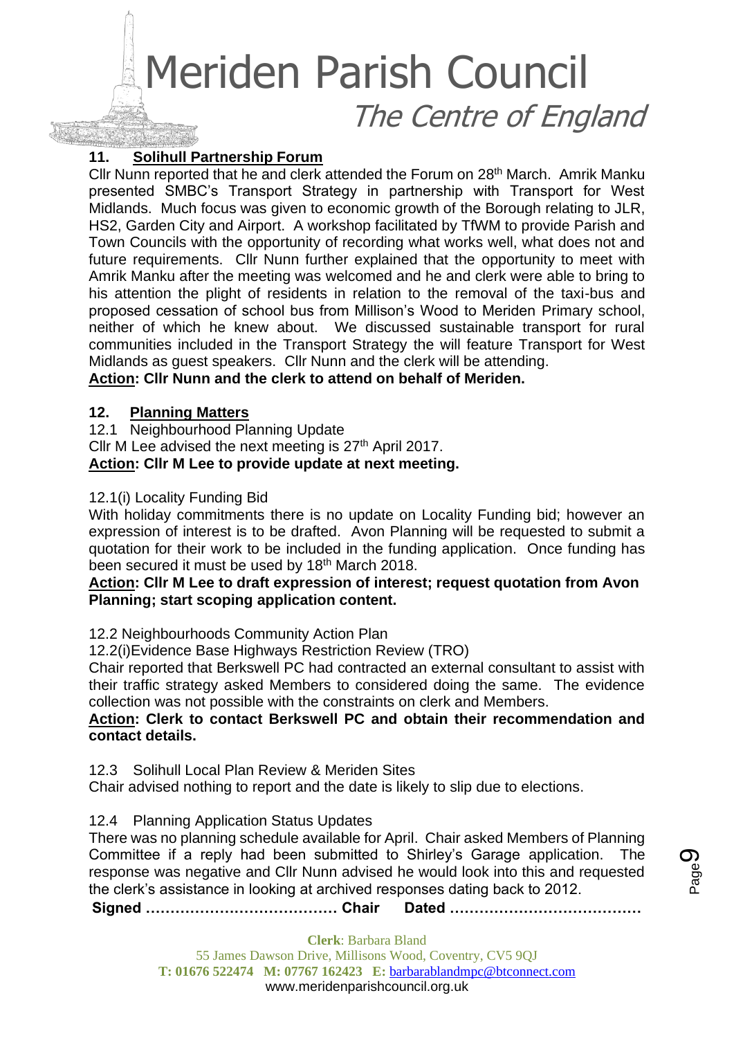## 11. Solihull Partnership Forum

Cllr Nunn reported that he and clerk attended the Forum on 28th March. Amrik Manku presented SMBC's Transport Strategy in partnership with Transport for West Midlands. Much focus was given to economic growth of the Borough relating to JLR, HS2, Garden City and Airport. A workshop facilitated by TfWM to provide Parish and Town Councils with the opportunity of recording what works well, what does not and future requirements. Cllr Nunn further explained that the opportunity to meet with Amrik Manku after the meeting was welcomed and he and clerk were able to bring to his attention the plight of residents in relation to the removal of the taxi-bus and proposed cessation of school bus from Millison's Wood to Meriden Primary school, neither of which he knew about. We discussed sustainable transport for rural communities included in the Transport Strategy the will feature Transport for West Midlands as guest speakers. Cllr Nunn and the clerk will be attending.

**Action: Cllr Nunn and the clerk to attend on behalf of Meriden.**

## 12. Planning Matters

12.1 Neighbourhood Planning Update

Cllr M Lee advised the next meeting is 27th April 2017.

**Action: Cllr M Lee to provide update at next meeting.**

12.1(i) Locality Funding Bid

With holiday commitments there is no update on Locality Funding bid; however an expression of interest is to be drafted. Avon Planning will be requested to submit a quotation for their work to be included in the funding application. Once funding has been secured it must be used by 18th March 2018.

**Action: Cllr M Lee to draft expression of interest; request quotation from Avon Planning; start scoping application content.**

12.2 Neighbourhoods Community Action Plan

12.2(i)Evidence Base Highways Restriction Review (TRO)

Chair reported that Berkswell PC had contracted an external consultant to assist with their traffic strategy asked Members to considered doing the same. The evidence collection was not possible with the constraints on clerk and Members.

**Action: Clerk to contact Berkswell PC and obtain their recommendation and contact details.**

12.3 Solihull Local Plan Review & Meriden Sites

Chair advised nothing to report and the date is likely to slip due to elections.

12.4 Planning Application Status Updates

There was no planning schedule available for April. Chair asked Members of Planning Committee if a reply had been submitted to Shirley's Garage application. The response was negative and Cllr Nunn advised he would look into this and requested the clerk's assistance in looking at archived responses dating back to 2012.

**Signed ………………………………… Chair Dated …………………………………**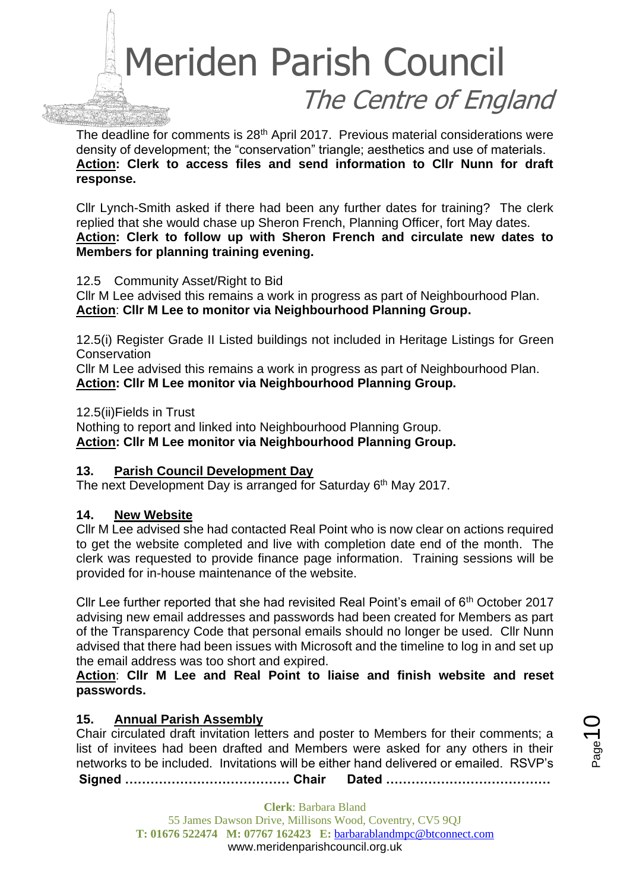The deadline for comments is 28th April 2017. Previous material considerations were density of development; the "conservation" triangle; aesthetics and use of materials.
**Action: Clerk to access files and send information to Cllr Nunn for draft response.**

Cllr Lynch-Smith asked if there had been any further dates for training? The clerk replied that she would chase up Sheron French, Planning Officer, fort May dates.
**Action: Clerk to follow up with Sheron French and circulate new dates to Members for planning training evening.**

12.5 Community Asset/Right to Bid
Cllr M Lee advised this remains a work in progress as part of Neighbourhood Plan.
**Action**: **Cllr M Lee to monitor via Neighbourhood Planning Group.**

12.5(i) Register Grade II Listed buildings not included in Heritage Listings for Green Conservation
Cllr M Lee advised this remains a work in progress as part of Neighbourhood Plan.
**Action: Cllr M Lee monitor via Neighbourhood Planning Group.**

12.5(ii)Fields in Trust
Nothing to report and linked into Neighbourhood Planning Group.
**Action: Cllr M Lee monitor via Neighbourhood Planning Group.**

## 13. Parish Council Development Day

The next Development Day is arranged for Saturday 6th May 2017.

## 14. New Website

Cllr M Lee advised she had contacted Real Point who is now clear on actions required to get the website completed and live with completion date end of the month. The clerk was requested to provide finance page information. Training sessions will be provided for in-house maintenance of the website.

Cllr Lee further reported that she had revisited Real Point's email of 6th October 2017 advising new email addresses and passwords had been created for Members as part of the Transparency Code that personal emails should no longer be used. Cllr Nunn advised that there had been issues with Microsoft and the timeline to log in and set up the email address was too short and expired.

**Action**: **Cllr M Lee and Real Point to liaise and finish website and reset passwords.**

## 15. Annual Parish Assembly

Chair circulated draft invitation letters and poster to Members for their comments; a list of invitees had been drafted and Members were asked for any others in their networks to be included. Invitations will be either hand delivered or emailed. RSVP's

**Signed ………………………………… Chair Dated …………………………………**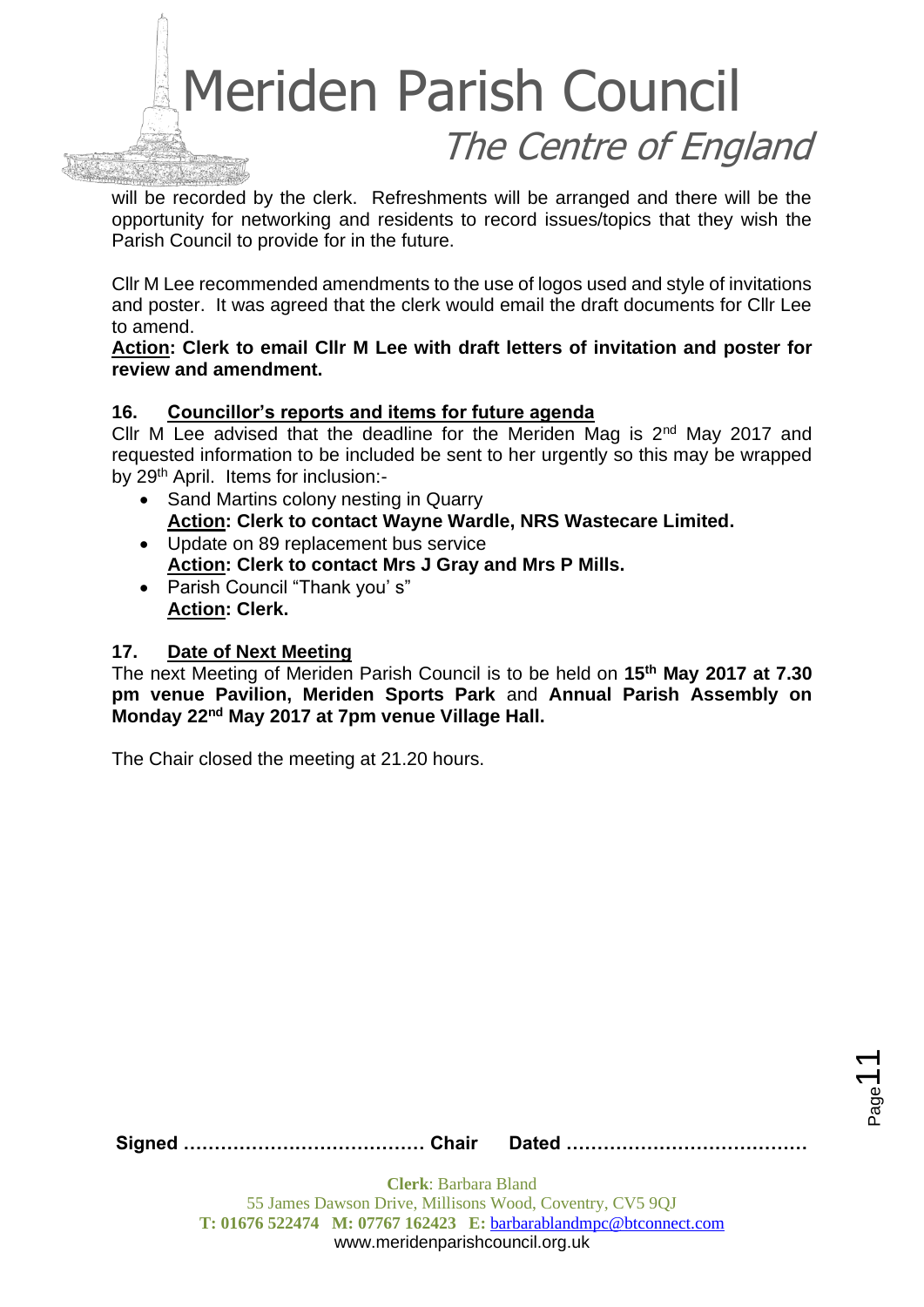will be recorded by the clerk. Refreshments will be arranged and there will be the opportunity for networking and residents to record issues/topics that they wish the Parish Council to provide for in the future.

Cllr M Lee recommended amendments to the use of logos used and style of invitations and poster. It was agreed that the clerk would email the draft documents for Cllr Lee to amend.

**<u>Action</u>: Clerk to email Cllr M Lee with draft letters of invitation and poster for review and amendment.**

## 16. <u>Councillor's reports and items for future agenda</u>

Cllr M Lee advised that the deadline for the Meriden Mag is 2nd May 2017 and requested information to be included be sent to her urgently so this may be wrapped by 29th April. Items for inclusion:-

- Sand Martins colony nesting in Quarry
  **<u>Action</u>: Clerk to contact Wayne Wardle, NRS Wastecare Limited.**
- Update on 89 replacement bus service
  **<u>Action</u>: Clerk to contact Mrs J Gray and Mrs P Mills.**
- Parish Council "Thank you' s"
  **<u>Action</u>: Clerk.**

## 17. <u>Date of Next Meeting</u>

The next Meeting of Meriden Parish Council is to be held on **15th May 2017 at 7.30 pm venue Pavilion, Meriden Sports Park** and **Annual Parish Assembly on Monday 22nd May 2017 at 7pm venue Village Hall.**

The Chair closed the meeting at 21.20 hours.

**Signed ………………………………… Chair Dated …………………………………**